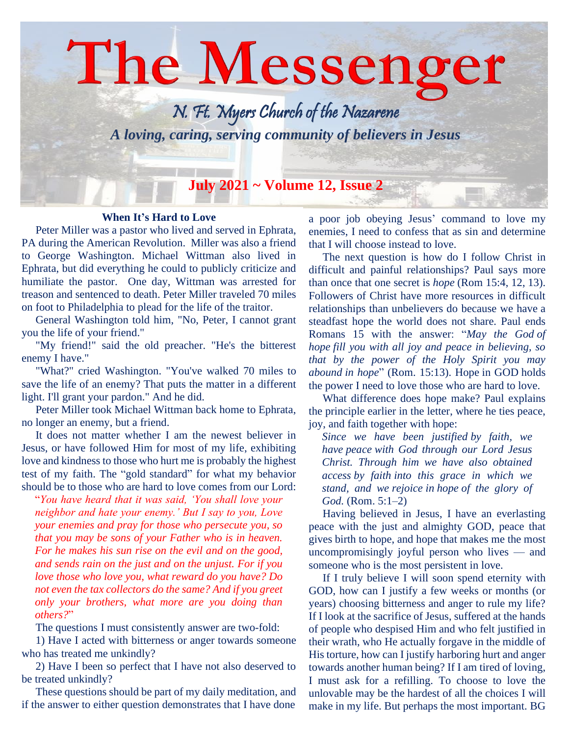# The Messenger

## N. Ft. Myers Church of the Nazarene

***A loving, caring, serving community of believers in Jesus***

**July 2021 ~ Volume 12, Issue 2**

### When It's Hard to Love

Peter Miller was a pastor who lived and served in Ephrata, PA during the American Revolution. Miller was also a friend to George Washington. Michael Wittman also lived in Ephrata, but did everything he could to publicly criticize and humiliate the pastor. One day, Wittman was arrested for treason and sentenced to death. Peter Miller traveled 70 miles on foot to Philadelphia to plead for the life of the traitor.

General Washington told him, "No, Peter, I cannot grant you the life of your friend."

"My friend!" said the old preacher. "He's the bitterest enemy I have."

"What?" cried Washington. "You've walked 70 miles to save the life of an enemy? That puts the matter in a different light. I'll grant your pardon." And he did.

Peter Miller took Michael Wittman back home to Ephrata, no longer an enemy, but a friend.

It does not matter whether I am the newest believer in Jesus, or have followed Him for most of my life, exhibiting love and kindness to those who hurt me is probably the highest test of my faith. The "gold standard" for what my behavior should be to those who are hard to love comes from our Lord:

> "*You have heard that it was said, 'You shall love your neighbor and hate your enemy.' But I say to you, Love your enemies and pray for those who persecute you, so that you may be sons of your Father who is in heaven. For he makes his sun rise on the evil and on the good, and sends rain on the just and on the unjust. For if you love those who love you, what reward do you have? Do not even the tax collectors do the same? And if you greet only your brothers, what more are you doing than others?*"

The questions I must consistently answer are two-fold:

1) Have I acted with bitterness or anger towards someone who has treated me unkindly?

2) Have I been so perfect that I have not also deserved to be treated unkindly?

These questions should be part of my daily meditation, and if the answer to either question demonstrates that I have done a poor job obeying Jesus' command to love my enemies, I need to confess that as sin and determine that I will choose instead to love.

The next question is how do I follow Christ in difficult and painful relationships? Paul says more than once that one secret is *hope* (Rom 15:4, 12, 13). Followers of Christ have more resources in difficult relationships than unbelievers do because we have a steadfast hope the world does not share. Paul ends Romans 15 with the answer: "*May the God of hope fill you with all joy and peace in believing, so that by the power of the Holy Spirit you may abound in hope*" (Rom. 15:13). Hope in GOD holds the power I need to love those who are hard to love.

What difference does hope make? Paul explains the principle earlier in the letter, where he ties peace, joy, and faith together with hope:

> *Since we have been justified by faith, we have peace with God through our Lord Jesus Christ. Through him we have also obtained access by faith into this grace in which we stand, and we rejoice in hope of the glory of God.* (Rom. 5:1–2)

Having believed in Jesus, I have an everlasting peace with the just and almighty GOD, peace that gives birth to hope, and hope that makes me the most uncompromisingly joyful person who lives — and someone who is the most persistent in love.

If I truly believe I will soon spend eternity with GOD, how can I justify a few weeks or months (or years) choosing bitterness and anger to rule my life? If I look at the sacrifice of Jesus, suffered at the hands of people who despised Him and who felt justified in their wrath, who He actually forgave in the middle of His torture, how can I justify harboring hurt and anger towards another human being? If I am tired of loving, I must ask for a refilling. To choose to love the unlovable may be the hardest of all the choices I will make in my life. But perhaps the most important. BG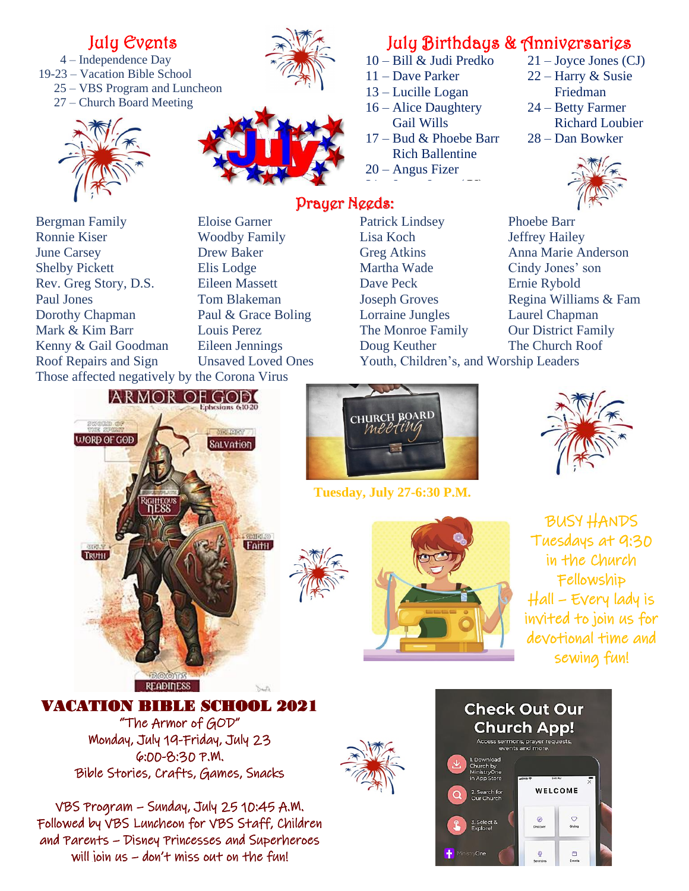## July Events

4 – Independence Day
19-23 – Vacation Bible School
25 – VBS Program and Luncheon
27 – Church Board Meeting

## July Birthdays & Anniversaries

10 – Bill & Judi Predko
11 – Dave Parker
13 – Lucille Logan
16 – Alice Daughtery
Gail Wills
17 – Bud & Phoebe Barr
Rich Ballentine
20 – Angus Fizer
21 – Joyce Jones (CJ)
22 – Harry & Susie Friedman
24 – Betty Farmer
Richard Loubier
28 – Dan Bowker

## Prayer Needs:

Bergman Family
Ronnie Kiser
June Carsey
Shelby Pickett
Rev. Greg Story, D.S.
Paul Jones
Dorothy Chapman
Mark & Kim Barr
Kenny & Gail Goodman
Roof Repairs and Sign
Eloise Garner
Woodby Family
Drew Baker
Elis Lodge
Eileen Massett
Tom Blakeman
Paul & Grace Boling
Louis Perez
Eileen Jennings
Unsaved Loved Ones
Patrick Lindsey
Lisa Koch
Greg Atkins
Martha Wade
Dave Peck
Joseph Groves
Lorraine Jungles
The Monroe Family
Doug Keuther
Youth, Children's, and Worship Leaders
Phoebe Barr
Jeffrey Hailey
Anna Marie Anderson
Cindy Jones' son
Ernie Rybold
Regina Williams & Fam
Laurel Chapman
Our District Family
The Church Roof
Those affected negatively by the Corona Virus

**Tuesday, July 27-6:30 P.M.**

BUSY HANDS
Tuesdays at 9:30 in the Church Fellowship Hall – Every lady is invited to join us for devotional time and sewing fun!

## VACATION BIBLE SCHOOL 2021

"The Armor of GOD"
Monday, July 19-Friday, July 23
6:00-8:30 P.M.
Bible Stories, Crafts, Games, Snacks

VBS Program – Sunday, July 25 10:45 A.M.
Followed by VBS Luncheon for VBS Staff, Children and Parents – Disney Princesses and Superheroes will join us – don't miss out on the fun!